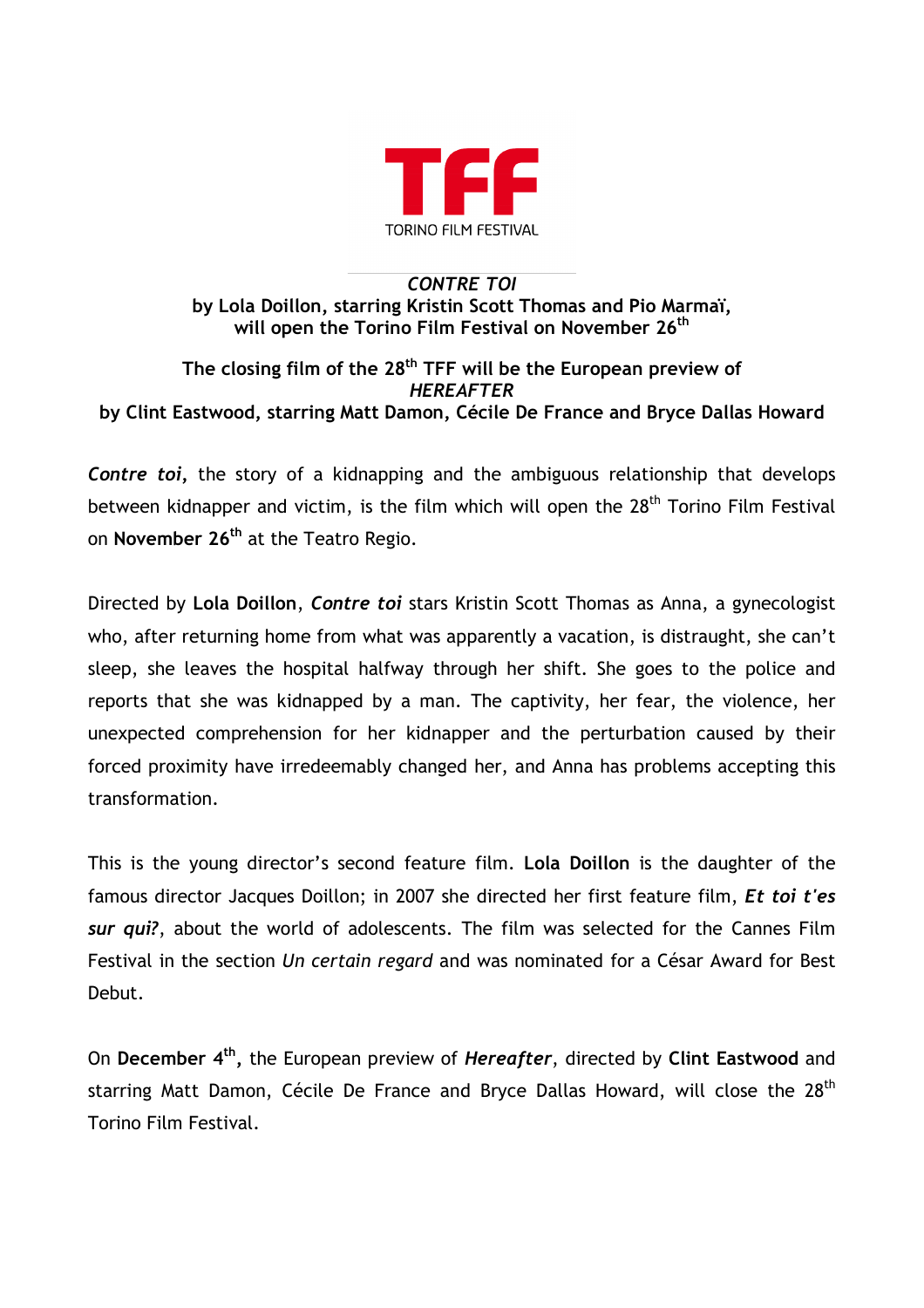TFF

TORINO FILM FESTIVAL

***CONTRE TOI***
**by Lola Doillon, starring Kristin Scott Thomas and Pio Marmaï, will open the Torino Film Festival on November 26th**

**The closing film of the 28th TFF will be the European preview of *HEREAFTER* by Clint Eastwood, starring Matt Damon, Cécile De France and Bryce Dallas Howard**

***Contre toi***, the story of a kidnapping and the ambiguous relationship that develops between kidnapper and victim, is the film which will open the 28th Torino Film Festival on **November 26th** at the Teatro Regio.

Directed by **Lola Doillon**, ***Contre toi*** stars Kristin Scott Thomas as Anna, a gynecologist who, after returning home from what was apparently a vacation, is distraught, she can't sleep, she leaves the hospital halfway through her shift. She goes to the police and reports that she was kidnapped by a man. The captivity, her fear, the violence, her unexpected comprehension for her kidnapper and the perturbation caused by their forced proximity have irredeemably changed her, and Anna has problems accepting this transformation.

This is the young director's second feature film. **Lola Doillon** is the daughter of the famous director Jacques Doillon; in 2007 she directed her first feature film, ***Et toi t'es sur qui?***, about the world of adolescents. The film was selected for the Cannes Film Festival in the section *Un certain regard* and was nominated for a César Award for Best Debut.

On **December 4th,** the European preview of ***Hereafter***, directed by **Clint Eastwood** and starring Matt Damon, Cécile De France and Bryce Dallas Howard, will close the 28th Torino Film Festival.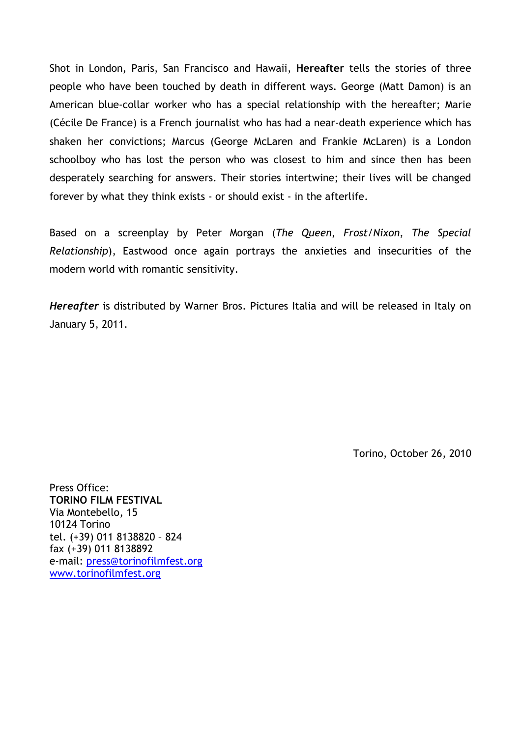Shot in London, Paris, San Francisco and Hawaii, **Hereafter** tells the stories of three people who have been touched by death in different ways. George (Matt Damon) is an American blue-collar worker who has a special relationship with the hereafter; Marie (Cécile De France) is a French journalist who has had a near-death experience which has shaken her convictions; Marcus (George McLaren and Frankie McLaren) is a London schoolboy who has lost the person who was closest to him and since then has been desperately searching for answers. Their stories intertwine; their lives will be changed forever by what they think exists - or should exist - in the afterlife.

Based on a screenplay by Peter Morgan (*The Queen*, *Frost/Nixon*, *The Special Relationship*), Eastwood once again portrays the anxieties and insecurities of the modern world with romantic sensitivity.

***Hereafter*** is distributed by Warner Bros. Pictures Italia and will be released in Italy on January 5, 2011.

Torino, October 26, 2010

Press Office:
**TORINO FILM FESTIVAL**
Via Montebello, 15
10124 Torino
tel. (+39) 011 8138820 – 824
fax (+39) 011 8138892
e-mail: press@torinofilmfest.org
www.torinofilmfest.org